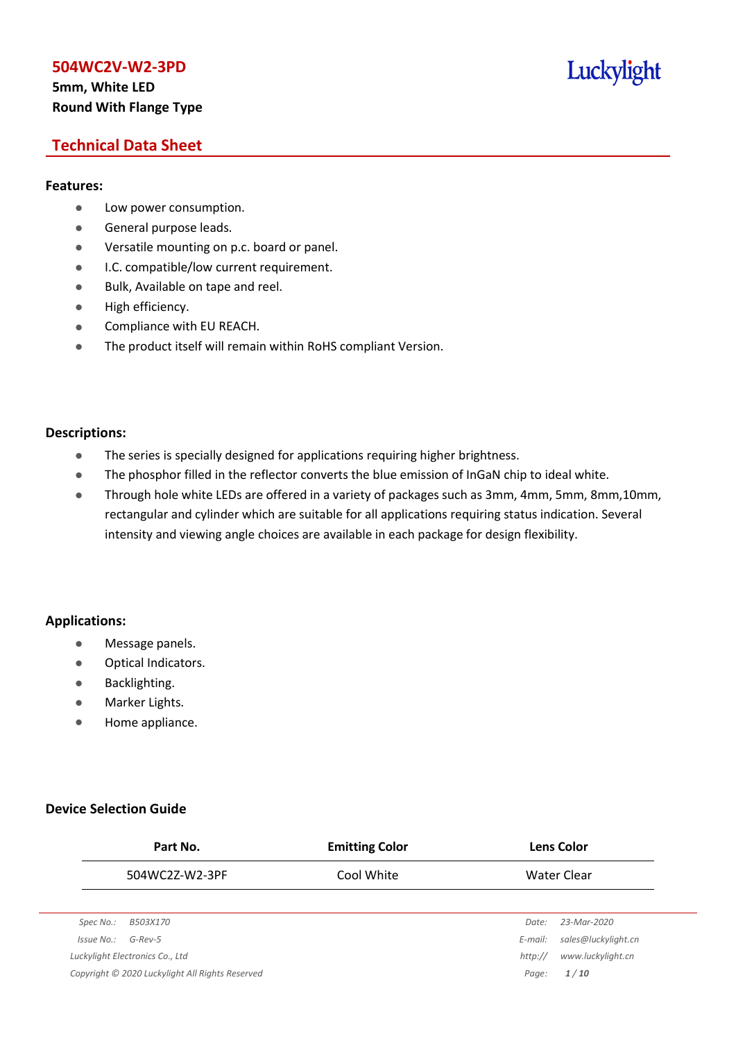# 504WC2V-W2-3PD

**5mm, White LED**
**Round With Flange Type**

## Technical Data Sheet

### Features:

- Low power consumption.
- General purpose leads.
- Versatile mounting on p.c. board or panel.
- I.C. compatible/low current requirement.
- Bulk, Available on tape and reel.
- High efficiency.
- Compliance with EU REACH.
- The product itself will remain within RoHS compliant Version.

### Descriptions:

- The series is specially designed for applications requiring higher brightness.
- The phosphor filled in the reflector converts the blue emission of InGaN chip to ideal white.
- Through hole white LEDs are offered in a variety of packages such as 3mm, 4mm, 5mm, 8mm,10mm, rectangular and cylinder which are suitable for all applications requiring status indication. Several intensity and viewing angle choices are available in each package for design flexibility.

### Applications:

- Message panels.
- Optical Indicators.
- Backlighting.
- Marker Lights.
- Home appliance.

### Device Selection Guide

| Part No. | Emitting Color | Lens Color |
|---|---|---|
| 504WC2Z-W2-3PF | Cool White | Water Clear |

*Spec No.: B503X170*
*Issue No.: G-Rev-5*
*Date: 23-Mar-2020*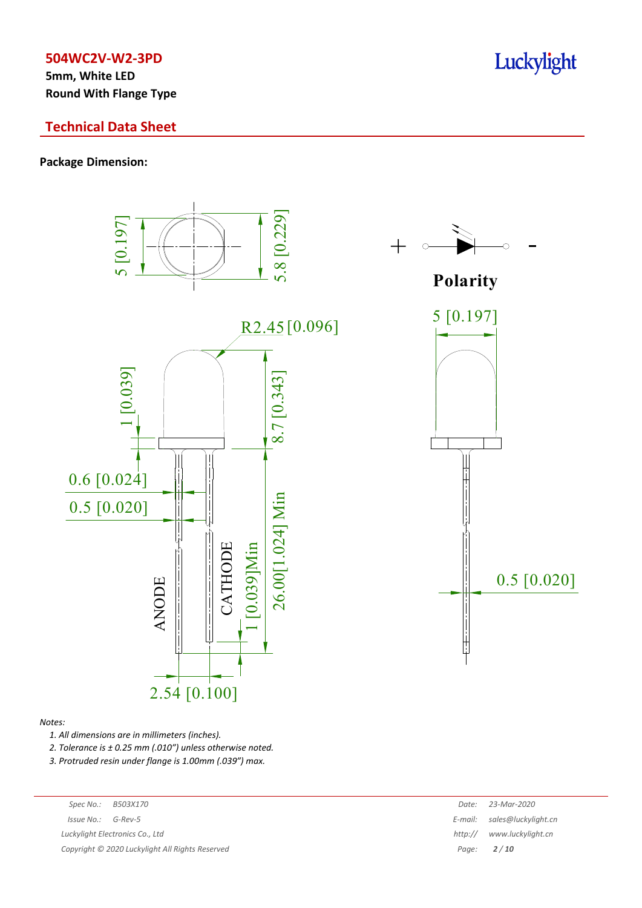# 504WC2V-W2-3PD

**5mm, White LED**
**Round With Flange Type**

## Technical Data Sheet

**Package Dimension:**

*Notes:*

1. *All dimensions are in millimeters (inches).*
2. *Tolerance is ± 0.25 mm (.010") unless otherwise noted.*
3. *Protruded resin under flange is 1.00mm (.039") max.*

| | |
|---|---|
| *Spec No.:* | *B503X170* |
| *Issue No.:* | *G-Rev-5* |
| *Date:* | *23-Mar-2020* |
| *E-mail:* | *sales@luckylight.cn* |
| *http://* | *www.luckylight.cn* |

*Luckylight Electronics Co., Ltd*

*Copyright © 2020 Luckylight All Rights Reserved*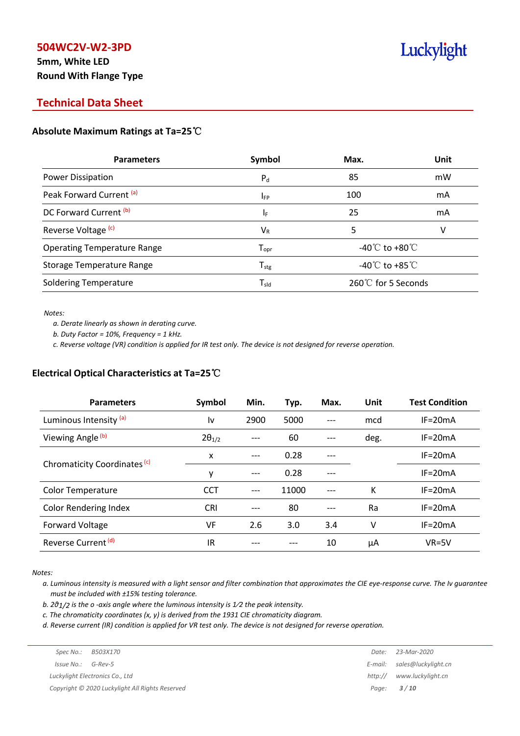# 504WC2V-W2-3PD

**5mm, White LED**

**Round With Flange Type**

## Technical Data Sheet

### Absolute Maximum Ratings at Ta=25℃

| Parameters | Symbol | Max. | Unit |
|---|---|---|---|
| Power Dissipation | $P_d$ | 85 | mW |
| Peak Forward Current [(a)] | $I_{FP}$ | 100 | mA |
| DC Forward Current [(b)] | $I_F$ | 25 | mA |
| Reverse Voltage [(c)] | $V_R$ | 5 | V |
| Operating Temperature Range | $T_{opr}$ | -40℃ to +80℃ | |
| Storage Temperature Range | $T_{stg}$ | -40℃ to +85℃ | |
| Soldering Temperature | $T_{sld}$ | 260℃ for 5 Seconds | |

*Notes:*

*a. Derate linearly as shown in derating curve.*

*b. Duty Factor = 10%, Frequency = 1 kHz.*

*c. Reverse voltage (VR) condition is applied for IR test only. The device is not designed for reverse operation.*

### Electrical Optical Characteristics at Ta=25℃

| Parameters | Symbol | Min. | Typ. | Max. | Unit | Test Condition |
|---|---|---|---|---|---|---|
| Luminous Intensity [(a)] | Iv | 2900 | 5000 | --- | mcd | IF=20mA |
| Viewing Angle [(b)] | $2\theta_{1/2}$ | --- | 60 | --- | deg. | IF=20mA |
| Chromaticity Coordinates [(c)] | x | --- | 0.28 | --- | | IF=20mA |
| | y | --- | 0.28 | --- | | IF=20mA |
| Color Temperature | CCT | --- | 11000 | --- | K | IF=20mA |
| Color Rendering Index | CRI | --- | 80 | --- | Ra | IF=20mA |
| Forward Voltage | VF | 2.6 | 3.0 | 3.4 | V | IF=20mA |
| Reverse Current [(d)] | IR | --- | --- | 10 | μA | VR=5V |

*Notes:*

*a. Luminous intensity is measured with a light sensor and filter combination that approximates the CIE eye-response curve. The Iv guarantee must be included with ±15% testing tolerance.*

*b. $2\theta_{1/2}$ is the o -axis angle where the luminous intensity is 1⁄2 the peak intensity.*

*c. The chromaticity coordinates (x, y) is derived from the 1931 CIE chromaticity diagram.*

*d. Reverse current (IR) condition is applied for VR test only. The device is not designed for reverse operation.*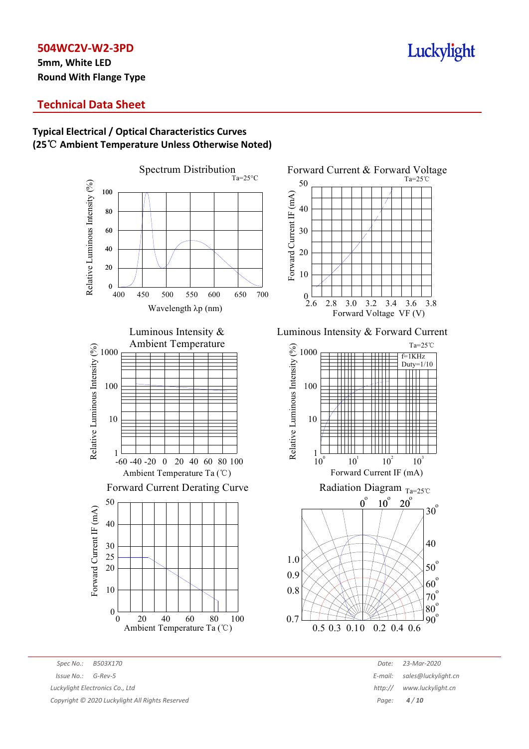# 504WC2V-W2-3PD

**5mm, White LED**
**Round With Flange Type**

## Technical Data Sheet

### Typical Electrical / Optical Characteristics Curves
### (25℃ Ambient Temperature Unless Otherwise Noted)

Spectrum Distribution
Ta=25°C
Relative Luminous Intensity (%)
Wavelength λp (nm)

Forward Current & Forward Voltage
Ta=25℃
Forward Current IF (mA)
Forward Voltage VF (V)

Luminous Intensity & Ambient Temperature
Relative Luminous Intensity (%)
Ambient Temperature Ta (℃)

Luminous Intensity & Forward Current
Ta=25℃
f=1KHz
Duty=1/10
Relative Luminous Intensity (%)
Forward Current IF (mA)

Forward Current Derating Curve
Forward Current IF (mA)
Ambient Temperature Ta (℃)

Radiation Diagram
Ta=25℃

Spec No.: B503X170
Issue No.: G-Rev-5
Luckylight Electronics Co., Ltd
Copyright © 2020 Luckylight All Rights Reserved

Date: 23-Mar-2020
E-mail: sales@luckylight.cn
http:// www.luckylight.cn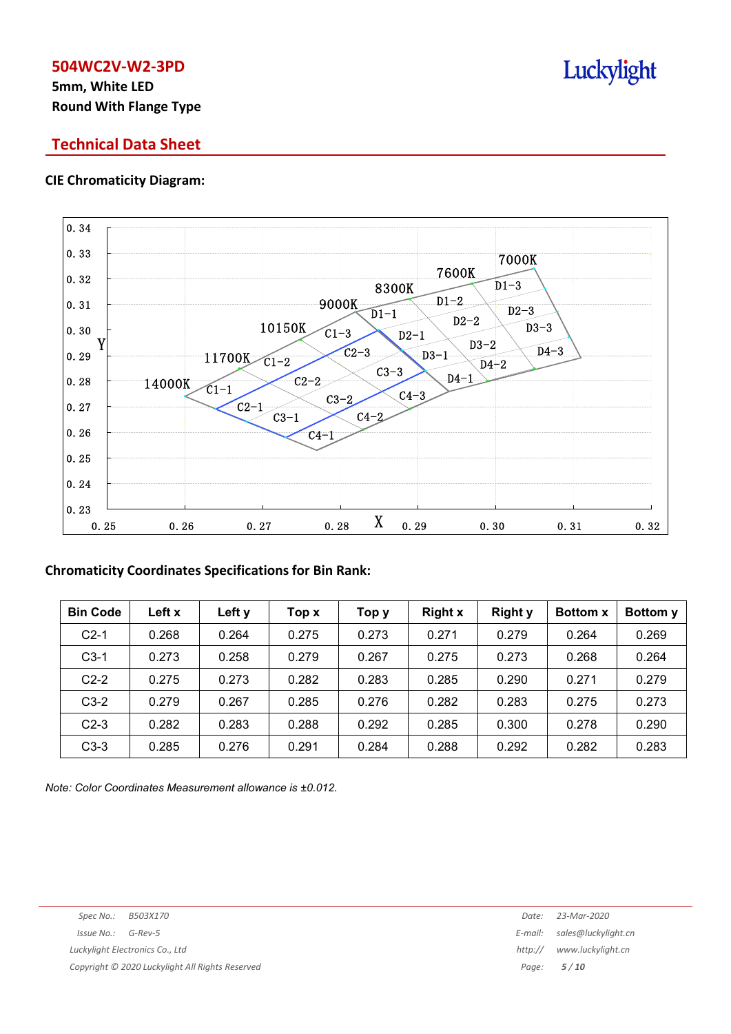## Technical Data Sheet

### CIE Chromaticity Diagram:

### Chromaticity Coordinates Specifications for Bin Rank:

| Bin Code | Left x | Left y | Top x | Top y | Right x | Right y | Bottom x | Bottom y |
|---|---|---|---|---|---|---|---|---|
| C2-1 | 0.268 | 0.264 | 0.275 | 0.273 | 0.271 | 0.279 | 0.264 | 0.269 |
| C3-1 | 0.273 | 0.258 | 0.279 | 0.267 | 0.275 | 0.273 | 0.268 | 0.264 |
| C2-2 | 0.275 | 0.273 | 0.282 | 0.283 | 0.285 | 0.290 | 0.271 | 0.279 |
| C3-2 | 0.279 | 0.267 | 0.285 | 0.276 | 0.282 | 0.283 | 0.275 | 0.273 |
| C2-3 | 0.282 | 0.283 | 0.288 | 0.292 | 0.285 | 0.300 | 0.278 | 0.290 |
| C3-3 | 0.285 | 0.276 | 0.291 | 0.284 | 0.288 | 0.292 | 0.282 | 0.283 |

*Note: Color Coordinates Measurement allowance is ±0.012.*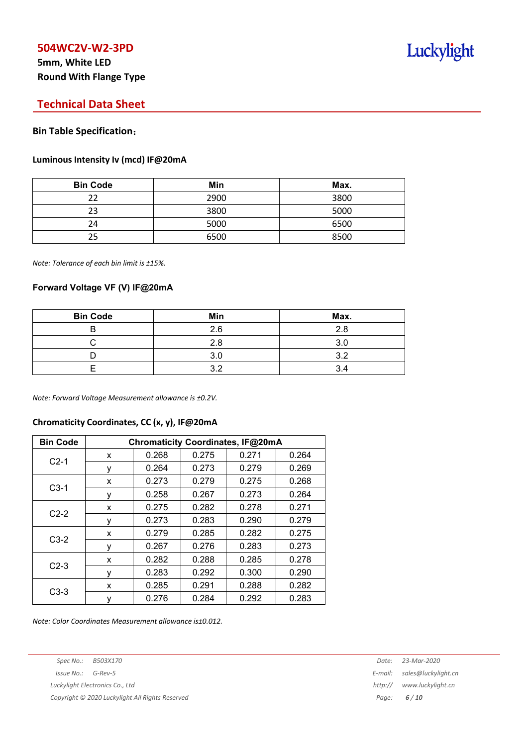# 504WC2V-W2-3PD

**5mm, White LED**
**Round With Flange Type**

## Technical Data Sheet

### Bin Table Specification：

#### Luminous Intensity Iv (mcd) IF@20mA

| Bin Code | Min | Max. |
|---|---|---|
| 22 | 2900 | 3800 |
| 23 | 3800 | 5000 |
| 24 | 5000 | 6500 |
| 25 | 6500 | 8500 |

*Note: Tolerance of each bin limit is ±15%.*

#### Forward Voltage VF (V) IF@20mA

| Bin Code | Min | Max. |
|---|---|---|
| B | 2.6 | 2.8 |
| C | 2.8 | 3.0 |
| D | 3.0 | 3.2 |
| E | 3.2 | 3.4 |

*Note: Forward Voltage Measurement allowance is ±0.2V.*

#### Chromaticity Coordinates, CC (x, y), IF@20mA

| Bin Code | Chromaticity Coordinates, IF@20mA | | | | |
|---|---|---|---|---|---|
| C2-1 | x | 0.268 | 0.275 | 0.271 | 0.264 |
| | y | 0.264 | 0.273 | 0.279 | 0.269 |
| C3-1 | x | 0.273 | 0.279 | 0.275 | 0.268 |
| | y | 0.258 | 0.267 | 0.273 | 0.264 |
| C2-2 | x | 0.275 | 0.282 | 0.278 | 0.271 |
| | y | 0.273 | 0.283 | 0.290 | 0.279 |
| C3-2 | x | 0.279 | 0.285 | 0.282 | 0.275 |
| | y | 0.267 | 0.276 | 0.283 | 0.273 |
| C2-3 | x | 0.282 | 0.288 | 0.285 | 0.278 |
| | y | 0.283 | 0.292 | 0.300 | 0.290 |
| C3-3 | x | 0.285 | 0.291 | 0.288 | 0.282 |
| | y | 0.276 | 0.284 | 0.292 | 0.283 |

*Note: Color Coordinates Measurement allowance is±0.012.*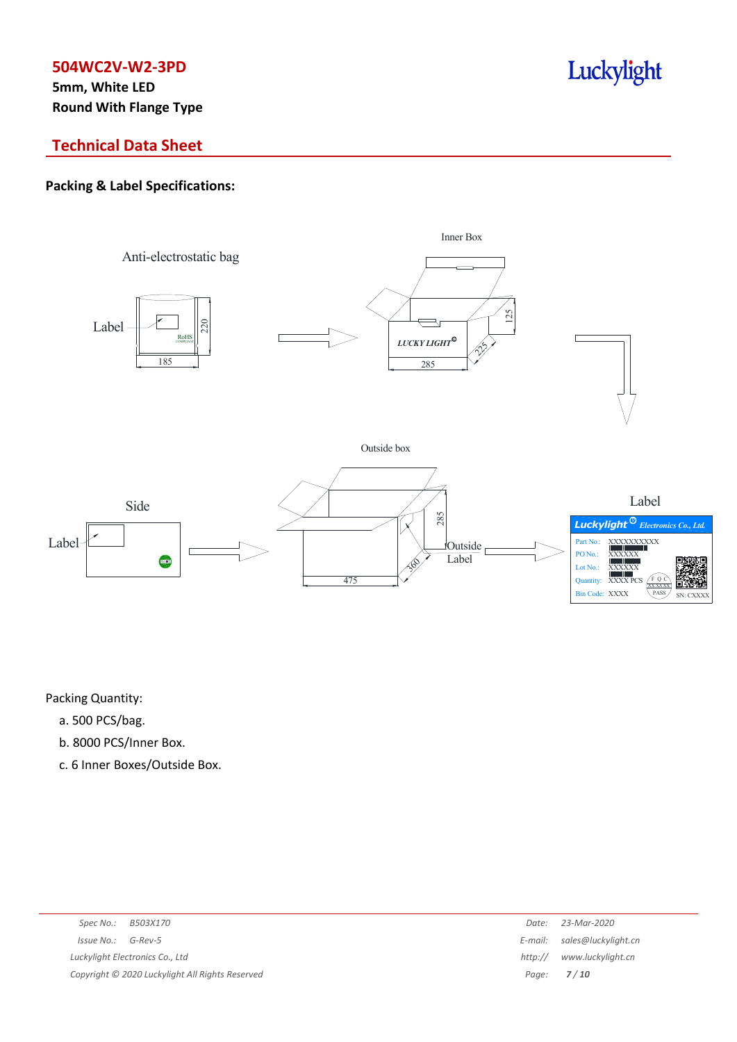## Packing & Label Specifications:

Packing Quantity:

a. 500 PCS/bag.

b. 8000 PCS/Inner Box.

c. 6 Inner Boxes/Outside Box.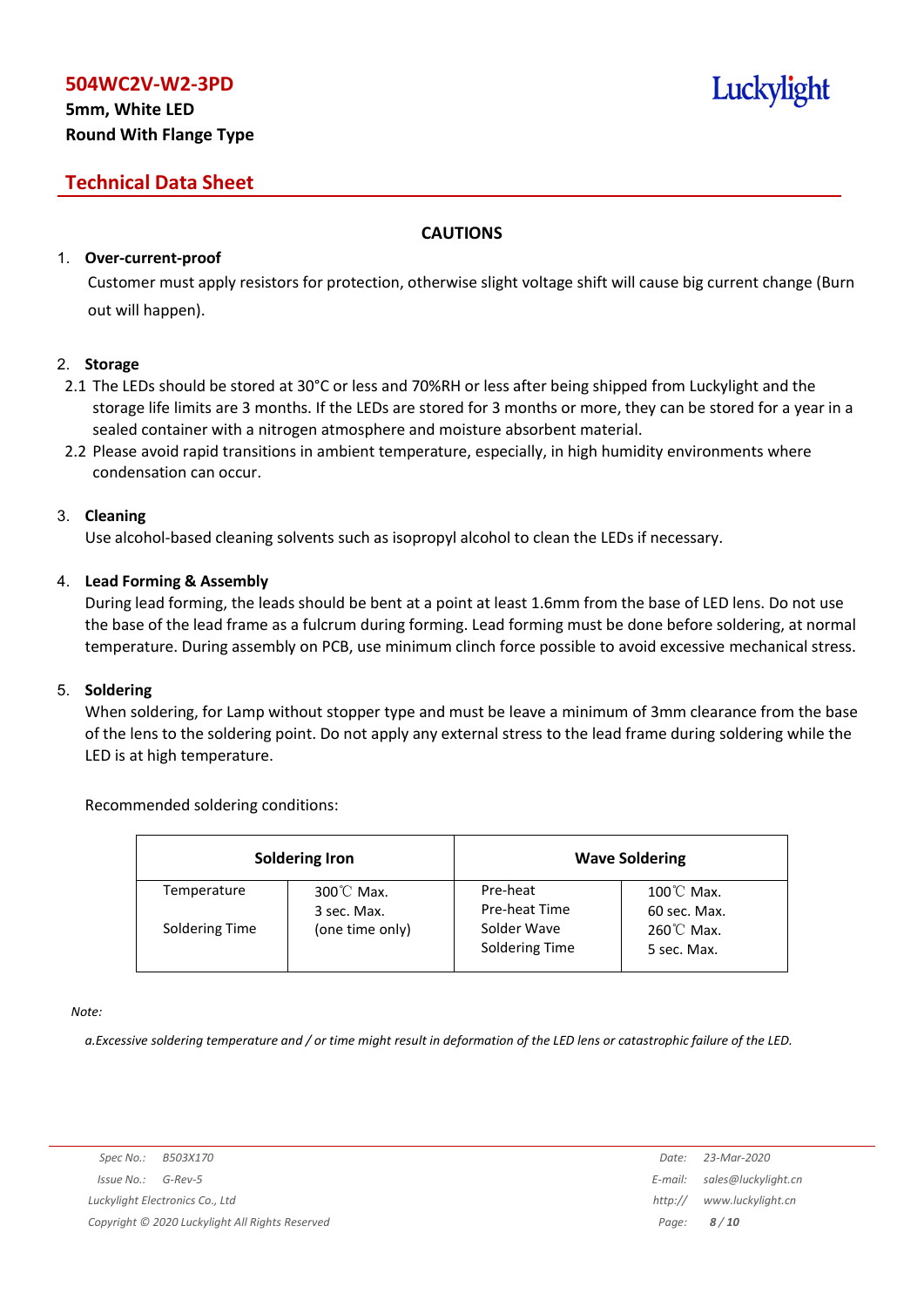## CAUTIONS

1. **Over-current-proof**

   Customer must apply resistors for protection, otherwise slight voltage shift will cause big current change (Burn out will happen).

2. **Storage**

   2.1 The LEDs should be stored at 30°C or less and 70%RH or less after being shipped from Luckylight and the storage life limits are 3 months. If the LEDs are stored for 3 months or more, they can be stored for a year in a sealed container with a nitrogen atmosphere and moisture absorbent material.

   2.2 Please avoid rapid transitions in ambient temperature, especially, in high humidity environments where condensation can occur.

3. **Cleaning**

   Use alcohol-based cleaning solvents such as isopropyl alcohol to clean the LEDs if necessary.

4. **Lead Forming & Assembly**

   During lead forming, the leads should be bent at a point at least 1.6mm from the base of LED lens. Do not use the base of the lead frame as a fulcrum during forming. Lead forming must be done before soldering, at normal temperature. During assembly on PCB, use minimum clinch force possible to avoid excessive mechanical stress.

5. **Soldering**

   When soldering, for Lamp without stopper type and must be leave a minimum of 3mm clearance from the base of the lens to the soldering point. Do not apply any external stress to the lead frame during soldering while the LED is at high temperature.

   Recommended soldering conditions:

| Soldering Iron | | Wave Soldering | |
|---|---|---|---|
| Temperature<br>Soldering Time | 300℃ Max.<br>3 sec. Max.<br>(one time only) | Pre-heat<br>Pre-heat Time<br>Solder Wave<br>Soldering Time | 100℃ Max.<br>60 sec. Max.<br>260℃ Max.<br>5 sec. Max. |

*Note:*

*a.Excessive soldering temperature and / or time might result in deformation of the LED lens or catastrophic failure of the LED.*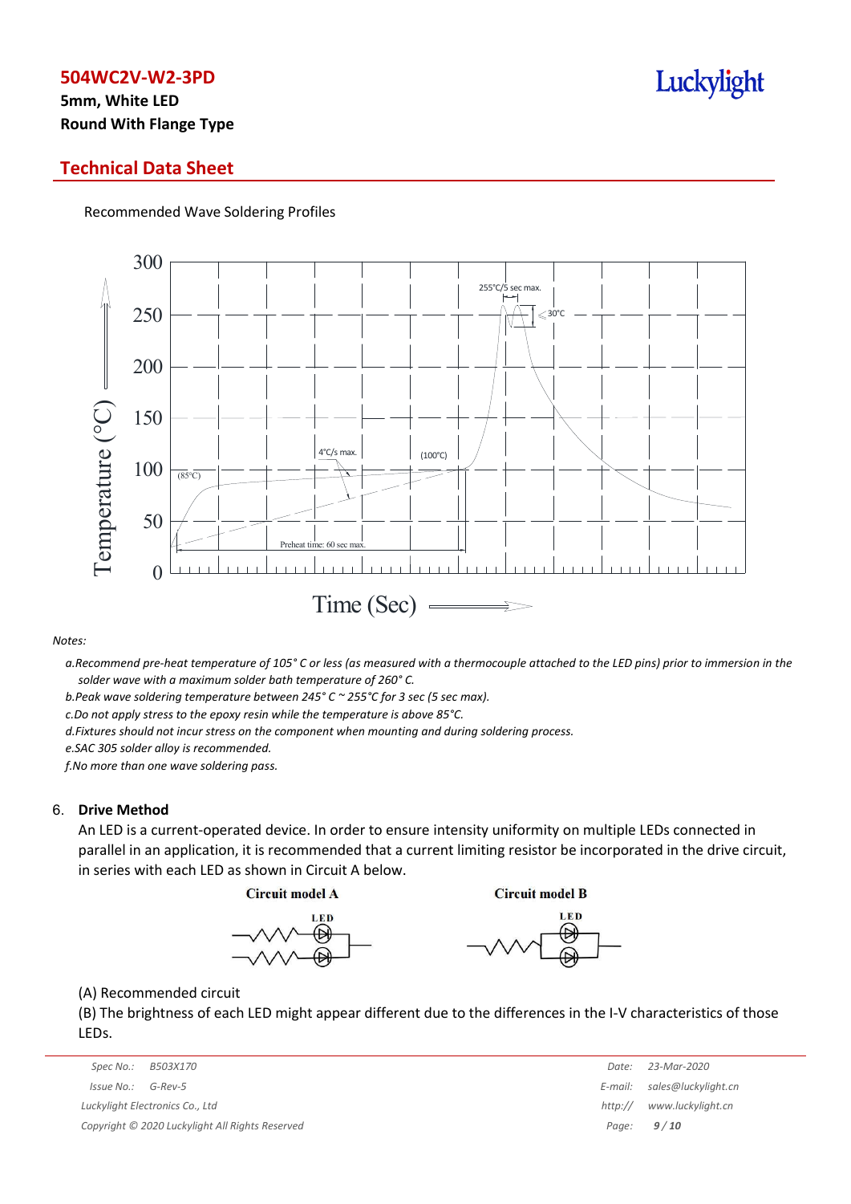## Technical Data Sheet

Recommended Wave Soldering Profiles

Notes:

a.Recommend pre-heat temperature of 105° C or less (as measured with a thermocouple attached to the LED pins) prior to immersion in the solder wave with a maximum solder bath temperature of 260° C.

b.Peak wave soldering temperature between 245° C ~ 255°C for 3 sec (5 sec max).

c.Do not apply stress to the epoxy resin while the temperature is above 85°C.

d.Fixtures should not incur stress on the component when mounting and during soldering process.

e.SAC 305 solder alloy is recommended.

f.No more than one wave soldering pass.

6. **Drive Method**

An LED is a current-operated device. In order to ensure intensity uniformity on multiple LEDs connected in parallel in an application, it is recommended that a current limiting resistor be incorporated in the drive circuit, in series with each LED as shown in Circuit A below.

**Circuit model A** **Circuit model B**

(A) Recommended circuit

(B) The brightness of each LED might appear different due to the differences in the I-V characteristics of those LEDs.

Spec No.: B503X170
Issue No.: G-Rev-5
Luckylight Electronics Co., Ltd
Copyright © 2020 Luckylight All Rights Reserved

Date: 23-Mar-2020
E-mail: sales@luckylight.cn
http:// www.luckylight.cn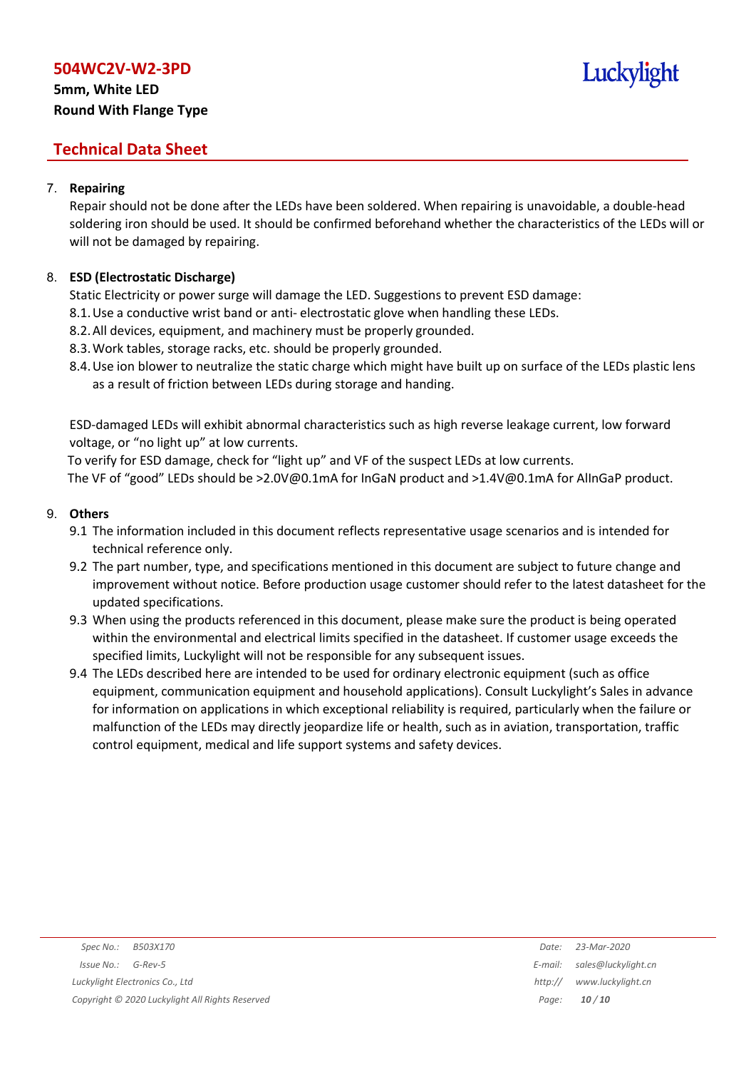7. **Repairing**

   Repair should not be done after the LEDs have been soldered. When repairing is unavoidable, a double-head soldering iron should be used. It should be confirmed beforehand whether the characteristics of the LEDs will or will not be damaged by repairing.

8. **ESD (Electrostatic Discharge)**

   Static Electricity or power surge will damage the LED. Suggestions to prevent ESD damage:

   8.1. Use a conductive wrist band or anti- electrostatic glove when handling these LEDs.

   8.2. All devices, equipment, and machinery must be properly grounded.

   8.3. Work tables, storage racks, etc. should be properly grounded.

   8.4. Use ion blower to neutralize the static charge which might have built up on surface of the LEDs plastic lens as a result of friction between LEDs during storage and handing.

   ESD-damaged LEDs will exhibit abnormal characteristics such as high reverse leakage current, low forward voltage, or "no light up" at low currents.

   To verify for ESD damage, check for "light up" and VF of the suspect LEDs at low currents.

   The VF of "good" LEDs should be >2.0V@0.1mA for InGaN product and >1.4V@0.1mA for AlInGaP product.

9. **Others**

   9.1 The information included in this document reflects representative usage scenarios and is intended for technical reference only.

   9.2 The part number, type, and specifications mentioned in this document are subject to future change and improvement without notice. Before production usage customer should refer to the latest datasheet for the updated specifications.

   9.3 When using the products referenced in this document, please make sure the product is being operated within the environmental and electrical limits specified in the datasheet. If customer usage exceeds the specified limits, Luckylight will not be responsible for any subsequent issues.

   9.4 The LEDs described here are intended to be used for ordinary electronic equipment (such as office equipment, communication equipment and household applications). Consult Luckylight's Sales in advance for information on applications in which exceptional reliability is required, particularly when the failure or malfunction of the LEDs may directly jeopardize life or health, such as in aviation, transportation, traffic control equipment, medical and life support systems and safety devices.